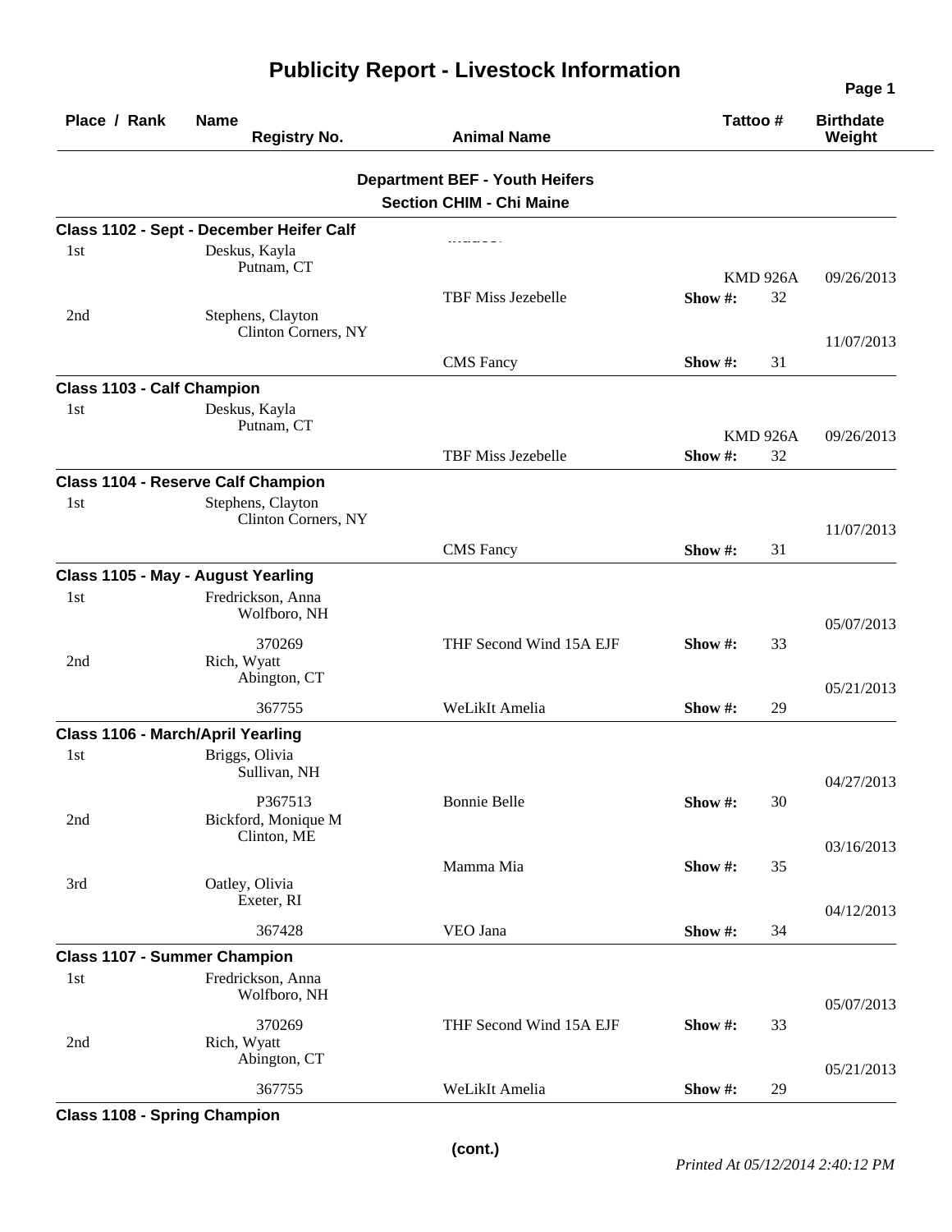# Publicity Report - Livestock Information

| Place / Rank | Name / Registry No. | Animal Name | Tattoo # | Birthdate / Weight |
|---|---|---|---|---|

## Department BEF - Youth Heifers
## Section CHIM - Chi Maine

### Class 1102 - Sept - December Heifer Calf

| Place / Rank | Name / Registry No. | Animal Name | Tattoo # | Birthdate / Weight |
|---|---|---|---|---|
| 1st | Deskus, Kayla<br>Putnam, CT | TBF Miss Jezebelle | KMD 926A<br>Show #: 32 | 09/26/2013 |
| 2nd | Stephens, Clayton<br>Clinton Corners, NY | CMS Fancy | Show #: 31 | 11/07/2013 |

### Class 1103 - Calf Champion

| Place / Rank | Name / Registry No. | Animal Name | Tattoo # | Birthdate / Weight |
|---|---|---|---|---|
| 1st | Deskus, Kayla<br>Putnam, CT | TBF Miss Jezebelle | KMD 926A<br>Show #: 32 | 09/26/2013 |

### Class 1104 - Reserve Calf Champion

| Place / Rank | Name / Registry No. | Animal Name | Tattoo # | Birthdate / Weight |
|---|---|---|---|---|
| 1st | Stephens, Clayton<br>Clinton Corners, NY | CMS Fancy | Show #: 31 | 11/07/2013 |

### Class 1105 - May - August Yearling

| Place / Rank | Name / Registry No. | Animal Name | Tattoo # | Birthdate / Weight |
|---|---|---|---|---|
| 1st | Fredrickson, Anna<br>Wolfboro, NH<br>370269 | THF Second Wind 15A EJF | Show #: 33 | 05/07/2013 |
| 2nd | Rich, Wyatt<br>Abington, CT<br>367755 | WeLikIt Amelia | Show #: 29 | 05/21/2013 |

### Class 1106 - March/April Yearling

| Place / Rank | Name / Registry No. | Animal Name | Tattoo # | Birthdate / Weight |
|---|---|---|---|---|
| 1st | Briggs, Olivia<br>Sullivan, NH<br>P367513 | Bonnie Belle | Show #: 30 | 04/27/2013 |
| 2nd | Bickford, Monique M<br>Clinton, ME | Mamma Mia | Show #: 35 | 03/16/2013 |
| 3rd | Oatley, Olivia<br>Exeter, RI<br>367428 | VEO Jana | Show #: 34 | 04/12/2013 |

### Class 1107 - Summer Champion

| Place / Rank | Name / Registry No. | Animal Name | Tattoo # | Birthdate / Weight |
|---|---|---|---|---|
| 1st | Fredrickson, Anna<br>Wolfboro, NH<br>370269 | THF Second Wind 15A EJF | Show #: 33 | 05/07/2013 |
| 2nd | Rich, Wyatt<br>Abington, CT<br>367755 | WeLikIt Amelia | Show #: 29 | 05/21/2013 |

### Class 1108 - Spring Champion

(cont.)

*Printed At 05/12/2014 2:40:12 PM*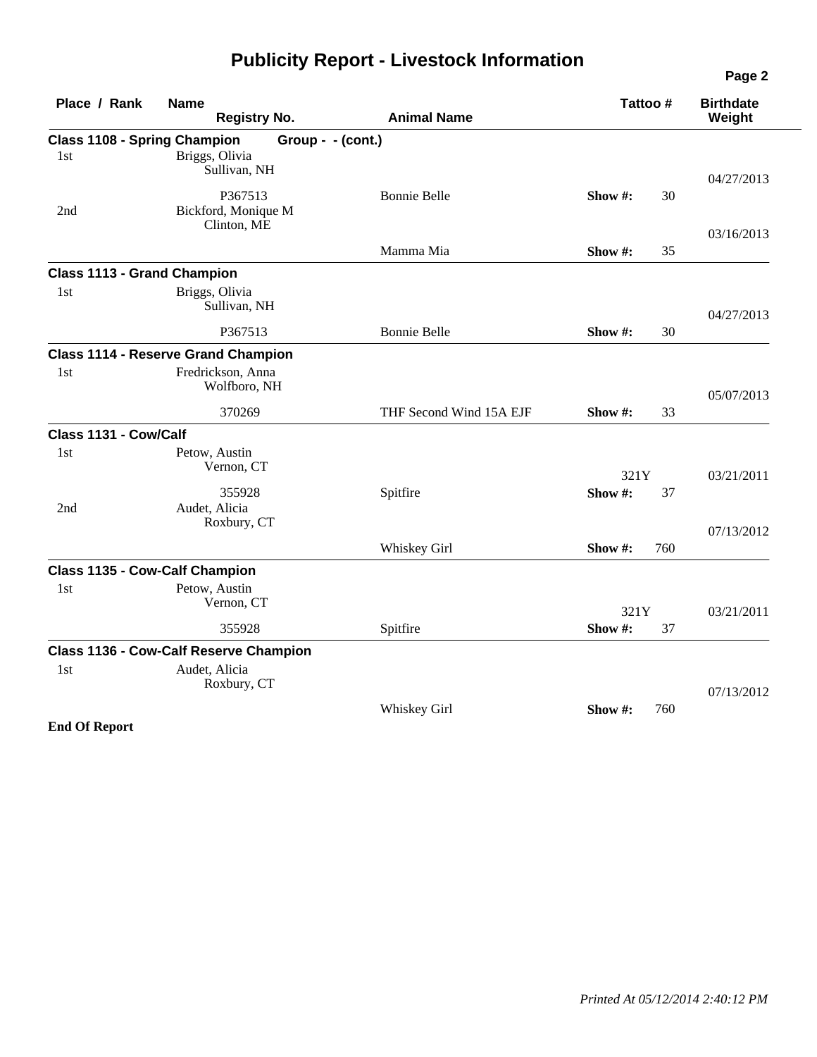# Publicity Report - Livestock Information

| Place / Rank | Name / Registry No. | Animal Name | Tattoo # | Birthdate / Weight |
|---|---|---|---|---|
| **Class 1108 - Spring Champion** | **Group - - (cont.)** | | | |
| 1st | Briggs, Olivia<br>Sullivan, NH<br>P367513 | Bonnie Belle | Show #: 30 | 04/27/2013 |
| 2nd | Bickford, Monique M<br>Clinton, ME | Mamma Mia | Show #: 35 | 03/16/2013 |
| **Class 1113 - Grand Champion** | | | | |
| 1st | Briggs, Olivia<br>Sullivan, NH<br>P367513 | Bonnie Belle | Show #: 30 | 04/27/2013 |
| **Class 1114 - Reserve Grand Champion** | | | | |
| 1st | Fredrickson, Anna<br>Wolfboro, NH<br>370269 | THF Second Wind 15A EJF | Show #: 33 | 05/07/2013 |
| **Class 1131 - Cow/Calf** | | | | |
| 1st | Petow, Austin<br>Vernon, CT<br>355928 | Spitfire | 321Y<br>Show #: 37 | 03/21/2011 |
| 2nd | Audet, Alicia<br>Roxbury, CT | Whiskey Girl | Show #: 760 | 07/13/2012 |
| **Class 1135 - Cow-Calf Champion** | | | | |
| 1st | Petow, Austin<br>Vernon, CT<br>355928 | Spitfire | 321Y<br>Show #: 37 | 03/21/2011 |
| **Class 1136 - Cow-Calf Reserve Champion** | | | | |
| 1st | Audet, Alicia<br>Roxbury, CT | Whiskey Girl | Show #: 760 | 07/13/2012 |

**End Of Report**

*Printed At 05/12/2014 2:40:12 PM*